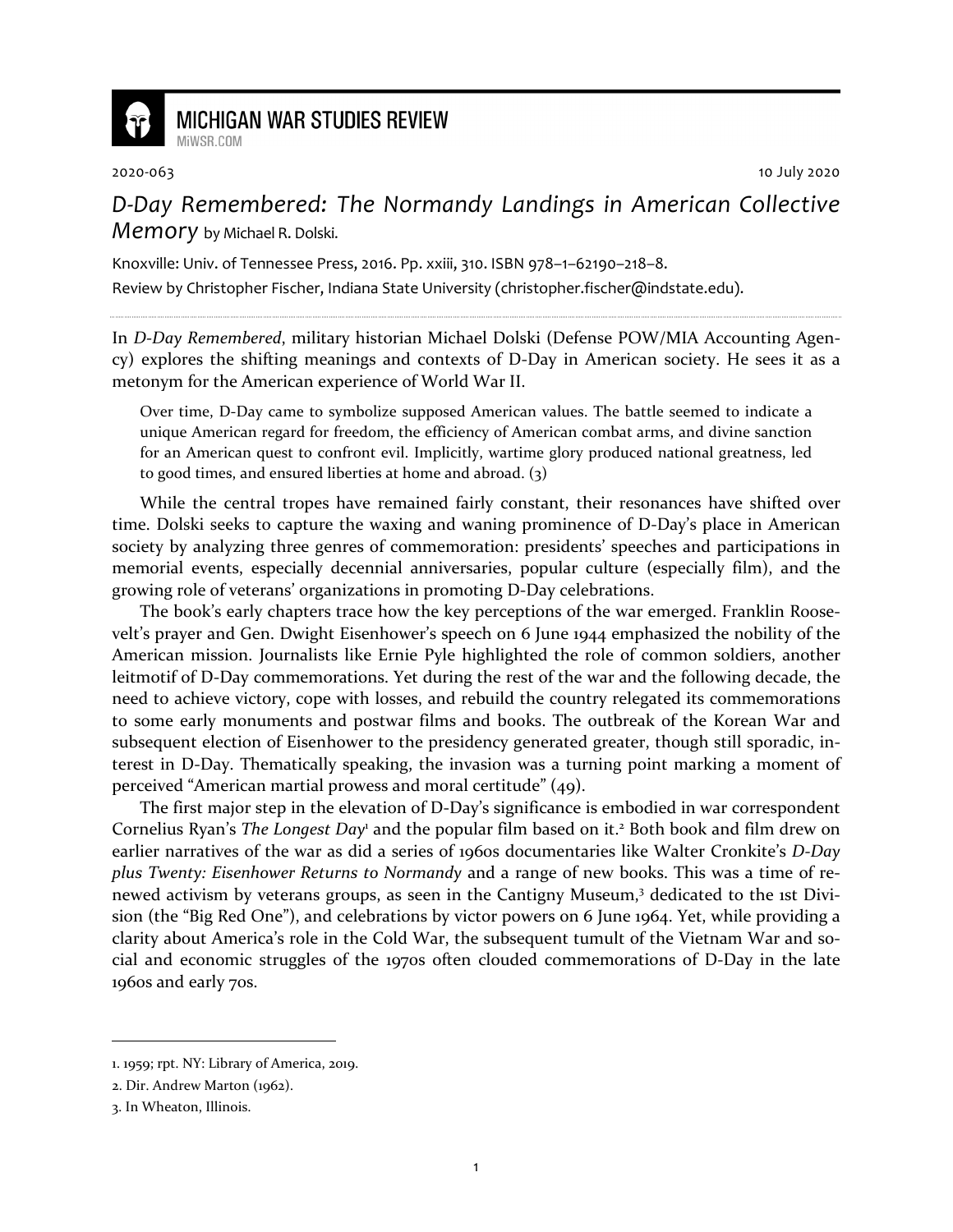MICHIGAN WAR STUDIES REVIEW
MiWSR.COM

2020-063 10 July 2020

# *D-Day Remembered: The Normandy Landings in American Collective Memory* by Michael R. Dolski.

Knoxville: Univ. of Tennessee Press, 2016. Pp. xxiii, 310. ISBN 978–1–62190–218–8.

Review by Christopher Fischer, Indiana State University (christopher.fischer@indstate.edu).

---

In *D-Day Remembered*, military historian Michael Dolski (Defense POW/MIA Accounting Agency) explores the shifting meanings and contexts of D-Day in American society. He sees it as a metonym for the American experience of World War II.

> Over time, D-Day came to symbolize supposed American values. The battle seemed to indicate a unique American regard for freedom, the efficiency of American combat arms, and divine sanction for an American quest to confront evil. Implicitly, wartime glory produced national greatness, led to good times, and ensured liberties at home and abroad. (3)

While the central tropes have remained fairly constant, their resonances have shifted over time. Dolski seeks to capture the waxing and waning prominence of D-Day's place in American society by analyzing three genres of commemoration: presidents' speeches and participations in memorial events, especially decennial anniversaries, popular culture (especially film), and the growing role of veterans' organizations in promoting D-Day celebrations.

The book's early chapters trace how the key perceptions of the war emerged. Franklin Roosevelt's prayer and Gen. Dwight Eisenhower's speech on 6 June 1944 emphasized the nobility of the American mission. Journalists like Ernie Pyle highlighted the role of common soldiers, another leitmotif of D-Day commemorations. Yet during the rest of the war and the following decade, the need to achieve victory, cope with losses, and rebuild the country relegated its commemorations to some early monuments and postwar films and books. The outbreak of the Korean War and subsequent election of Eisenhower to the presidency generated greater, though still sporadic, interest in D-Day. Thematically speaking, the invasion was a turning point marking a moment of perceived "American martial prowess and moral certitude" (49).

The first major step in the elevation of D-Day's significance is embodied in war correspondent Cornelius Ryan's *The Longest Day*[1] and the popular film based on it.[2] Both book and film drew on earlier narratives of the war as did a series of 1960s documentaries like Walter Cronkite's *D-Day plus Twenty: Eisenhower Returns to Normandy* and a range of new books. This was a time of renewed activism by veterans groups, as seen in the Cantigny Museum,[3] dedicated to the 1st Division (the "Big Red One"), and celebrations by victor powers on 6 June 1964. Yet, while providing a clarity about America's role in the Cold War, the subsequent tumult of the Vietnam War and social and economic struggles of the 1970s often clouded commemorations of D-Day in the late 1960s and early 70s.

---

1. 1959; rpt. NY: Library of America, 2019.
2. Dir. Andrew Marton (1962).
3. In Wheaton, Illinois.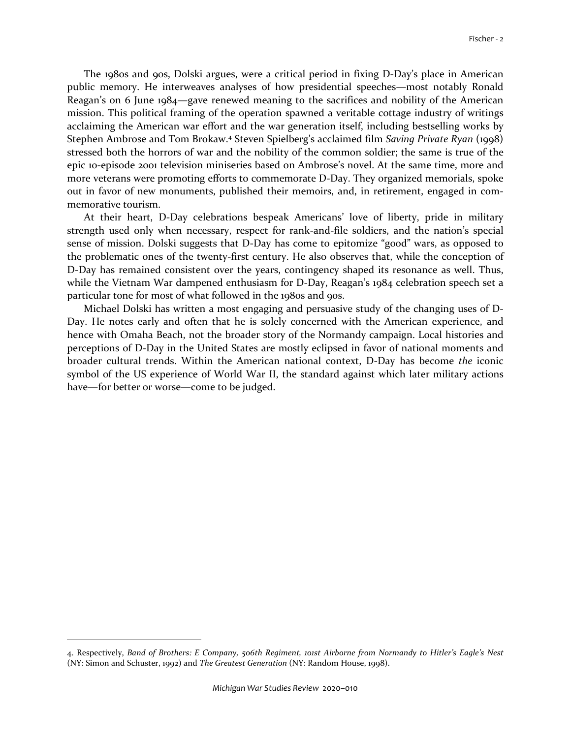The 1980s and 90s, Dolski argues, were a critical period in fixing D-Day's place in American public memory. He interweaves analyses of how presidential speeches—most notably Ronald Reagan's on 6 June 1984—gave renewed meaning to the sacrifices and nobility of the American mission. This political framing of the operation spawned a veritable cottage industry of writings acclaiming the American war effort and the war generation itself, including bestselling works by Stephen Ambrose and Tom Brokaw.[4] Steven Spielberg's acclaimed film *Saving Private Ryan* (1998) stressed both the horrors of war and the nobility of the common soldier; the same is true of the epic 10-episode 2001 television miniseries based on Ambrose's novel. At the same time, more and more veterans were promoting efforts to commemorate D-Day. They organized memorials, spoke out in favor of new monuments, published their memoirs, and, in retirement, engaged in commemorative tourism.

At their heart, D-Day celebrations bespeak Americans' love of liberty, pride in military strength used only when necessary, respect for rank-and-file soldiers, and the nation's special sense of mission. Dolski suggests that D-Day has come to epitomize "good" wars, as opposed to the problematic ones of the twenty-first century. He also observes that, while the conception of D-Day has remained consistent over the years, contingency shaped its resonance as well. Thus, while the Vietnam War dampened enthusiasm for D-Day, Reagan's 1984 celebration speech set a particular tone for most of what followed in the 1980s and 90s.

Michael Dolski has written a most engaging and persuasive study of the changing uses of D-Day. He notes early and often that he is solely concerned with the American experience, and hence with Omaha Beach, not the broader story of the Normandy campaign. Local histories and perceptions of D-Day in the United States are mostly eclipsed in favor of national moments and broader cultural trends. Within the American national context, D-Day has become *the* iconic symbol of the US experience of World War II, the standard against which later military actions have—for better or worse—come to be judged.

---

4. Respectively, *Band of Brothers: E Company, 506th Regiment, 101st Airborne from Normandy to Hitler's Eagle's Nest* (NY: Simon and Schuster, 1992) and *The Greatest Generation* (NY: Random House, 1998).